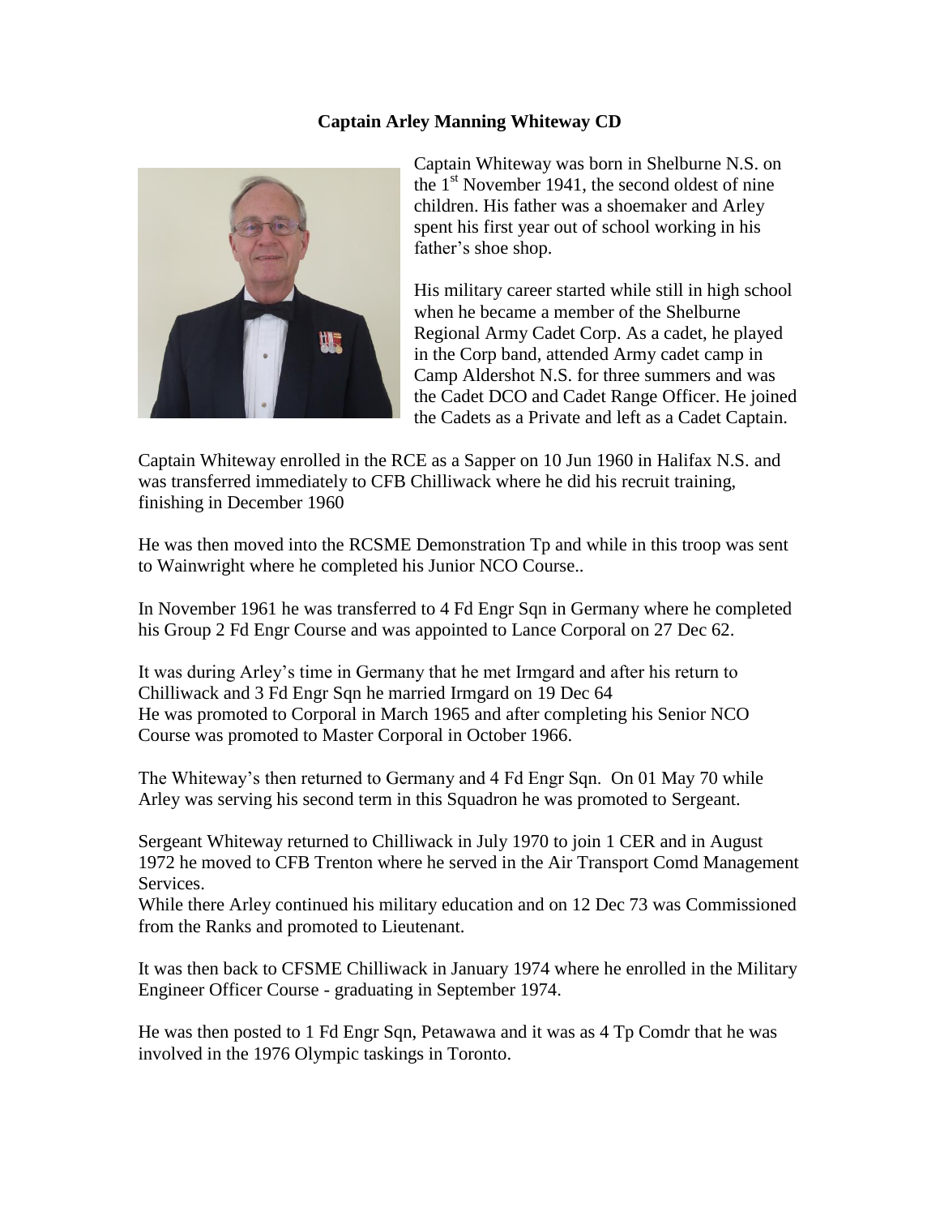# Captain Arley Manning Whiteway CD

Captain Whiteway was born in Shelburne N.S. on the 1st November 1941, the second oldest of nine children. His father was a shoemaker and Arley spent his first year out of school working in his father's shoe shop.

His military career started while still in high school when he became a member of the Shelburne Regional Army Cadet Corp. As a cadet, he played in the Corp band, attended Army cadet camp in Camp Aldershot N.S. for three summers and was the Cadet DCO and Cadet Range Officer. He joined the Cadets as a Private and left as a Cadet Captain.

Captain Whiteway enrolled in the RCE as a Sapper on 10 Jun 1960 in Halifax N.S. and was transferred immediately to CFB Chilliwack where he did his recruit training, finishing in December 1960

He was then moved into the RCSME Demonstration Tp and while in this troop was sent to Wainwright where he completed his Junior NCO Course..

In November 1961 he was transferred to 4 Fd Engr Sqn in Germany where he completed his Group 2 Fd Engr Course and was appointed to Lance Corporal on 27 Dec 62.

It was during Arley's time in Germany that he met Irmgard and after his return to Chilliwack and 3 Fd Engr Sqn he married Irmgard on 19 Dec 64
He was promoted to Corporal in March 1965 and after completing his Senior NCO Course was promoted to Master Corporal in October 1966.

The Whiteway's then returned to Germany and 4 Fd Engr Sqn. On 01 May 70 while Arley was serving his second term in this Squadron he was promoted to Sergeant.

Sergeant Whiteway returned to Chilliwack in July 1970 to join 1 CER and in August 1972 he moved to CFB Trenton where he served in the Air Transport Comd Management Services.
While there Arley continued his military education and on 12 Dec 73 was Commissioned from the Ranks and promoted to Lieutenant.

It was then back to CFSME Chilliwack in January 1974 where he enrolled in the Military Engineer Officer Course - graduating in September 1974.

He was then posted to 1 Fd Engr Sqn, Petawawa and it was as 4 Tp Comdr that he was involved in the 1976 Olympic taskings in Toronto.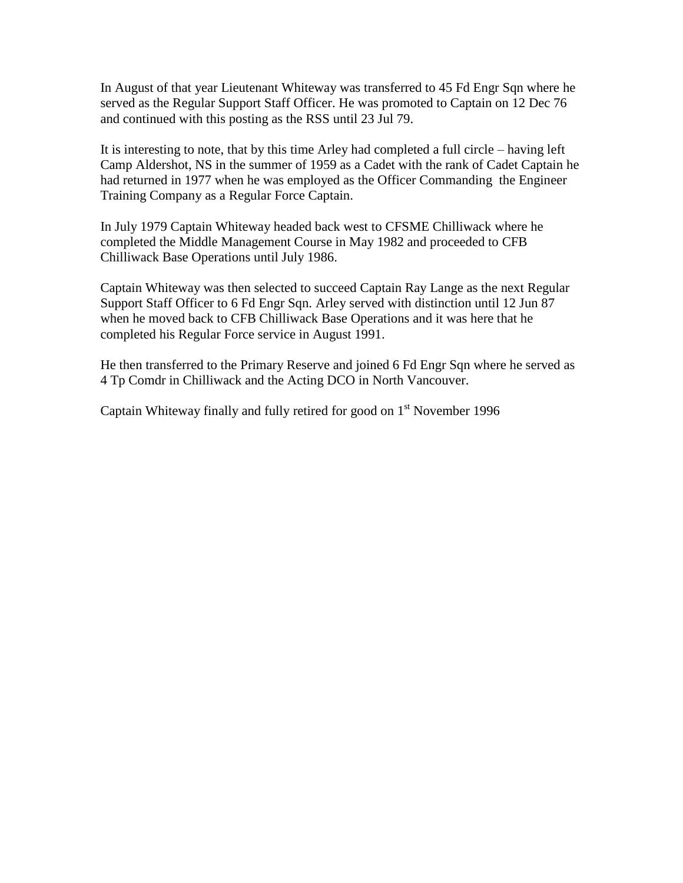In August of that year Lieutenant Whiteway was transferred to 45 Fd Engr Sqn where he served as the Regular Support Staff Officer. He was promoted to Captain on 12 Dec 76 and continued with this posting as the RSS until 23 Jul 79.

It is interesting to note, that by this time Arley had completed a full circle – having left Camp Aldershot, NS in the summer of 1959 as a Cadet with the rank of Cadet Captain he had returned in 1977 when he was employed as the Officer Commanding the Engineer Training Company as a Regular Force Captain.

In July 1979 Captain Whiteway headed back west to CFSME Chilliwack where he completed the Middle Management Course in May 1982 and proceeded to CFB Chilliwack Base Operations until July 1986.

Captain Whiteway was then selected to succeed Captain Ray Lange as the next Regular Support Staff Officer to 6 Fd Engr Sqn. Arley served with distinction until 12 Jun 87 when he moved back to CFB Chilliwack Base Operations and it was here that he completed his Regular Force service in August 1991.

He then transferred to the Primary Reserve and joined 6 Fd Engr Sqn where he served as 4 Tp Comdr in Chilliwack and the Acting DCO in North Vancouver.

Captain Whiteway finally and fully retired for good on 1st November 1996